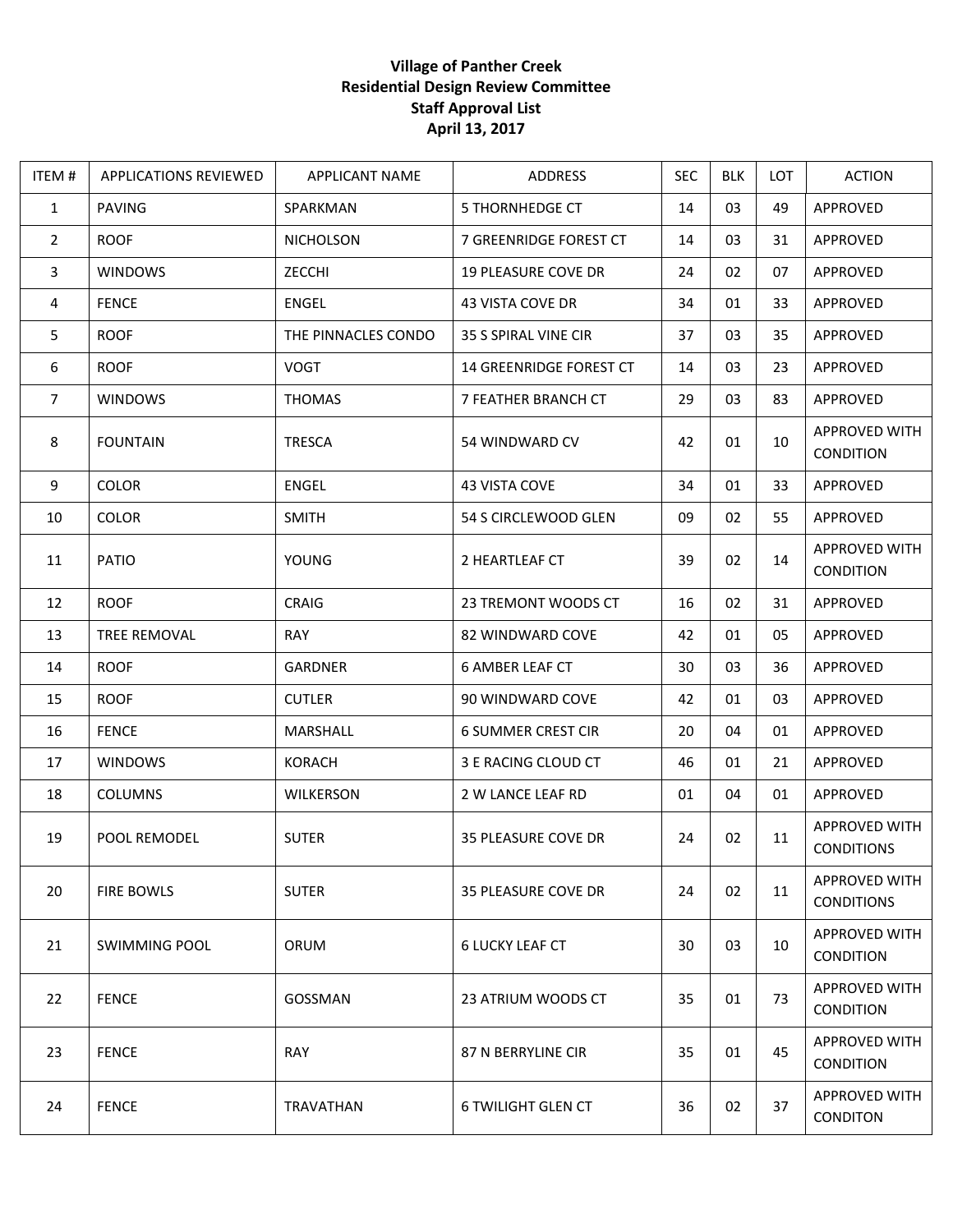**Village of Panther Creek**
**Residential Design Review Committee**
**Staff Approval List**
**April 13, 2017**

| ITEM # | APPLICATIONS REVIEWED | APPLICANT NAME | ADDRESS | SEC | BLK | LOT | ACTION |
|---|---|---|---|---|---|---|---|
| 1 | PAVING | SPARKMAN | 5 THORNHEDGE CT | 14 | 03 | 49 | APPROVED |
| 2 | ROOF | NICHOLSON | 7 GREENRIDGE FOREST CT | 14 | 03 | 31 | APPROVED |
| 3 | WINDOWS | ZECCHI | 19 PLEASURE COVE DR | 24 | 02 | 07 | APPROVED |
| 4 | FENCE | ENGEL | 43 VISTA COVE DR | 34 | 01 | 33 | APPROVED |
| 5 | ROOF | THE PINNACLES CONDO | 35 S SPIRAL VINE CIR | 37 | 03 | 35 | APPROVED |
| 6 | ROOF | VOGT | 14 GREENRIDGE FOREST CT | 14 | 03 | 23 | APPROVED |
| 7 | WINDOWS | THOMAS | 7 FEATHER BRANCH CT | 29 | 03 | 83 | APPROVED |
| 8 | FOUNTAIN | TRESCA | 54 WINDWARD CV | 42 | 01 | 10 | APPROVED WITH CONDITION |
| 9 | COLOR | ENGEL | 43 VISTA COVE | 34 | 01 | 33 | APPROVED |
| 10 | COLOR | SMITH | 54 S CIRCLEWOOD GLEN | 09 | 02 | 55 | APPROVED |
| 11 | PATIO | YOUNG | 2 HEARTLEAF CT | 39 | 02 | 14 | APPROVED WITH CONDITION |
| 12 | ROOF | CRAIG | 23 TREMONT WOODS CT | 16 | 02 | 31 | APPROVED |
| 13 | TREE REMOVAL | RAY | 82 WINDWARD COVE | 42 | 01 | 05 | APPROVED |
| 14 | ROOF | GARDNER | 6 AMBER LEAF CT | 30 | 03 | 36 | APPROVED |
| 15 | ROOF | CUTLER | 90 WINDWARD COVE | 42 | 01 | 03 | APPROVED |
| 16 | FENCE | MARSHALL | 6 SUMMER CREST CIR | 20 | 04 | 01 | APPROVED |
| 17 | WINDOWS | KORACH | 3 E RACING CLOUD CT | 46 | 01 | 21 | APPROVED |
| 18 | COLUMNS | WILKERSON | 2 W LANCE LEAF RD | 01 | 04 | 01 | APPROVED |
| 19 | POOL REMODEL | SUTER | 35 PLEASURE COVE DR | 24 | 02 | 11 | APPROVED WITH CONDITIONS |
| 20 | FIRE BOWLS | SUTER | 35 PLEASURE COVE DR | 24 | 02 | 11 | APPROVED WITH CONDITIONS |
| 21 | SWIMMING POOL | ORUM | 6 LUCKY LEAF CT | 30 | 03 | 10 | APPROVED WITH CONDITION |
| 22 | FENCE | GOSSMAN | 23 ATRIUM WOODS CT | 35 | 01 | 73 | APPROVED WITH CONDITION |
| 23 | FENCE | RAY | 87 N BERRYLINE CIR | 35 | 01 | 45 | APPROVED WITH CONDITION |
| 24 | FENCE | TRAVATHAN | 6 TWILIGHT GLEN CT | 36 | 02 | 37 | APPROVED WITH CONDITON |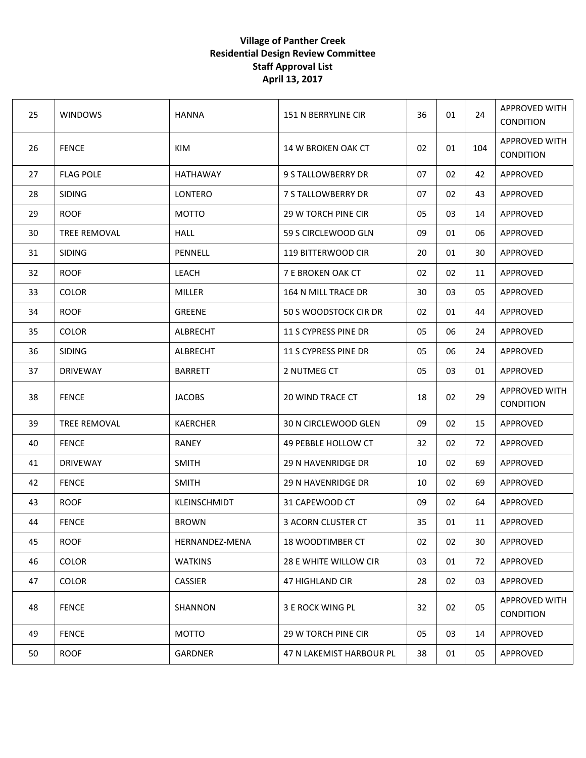**Village of Panther Creek**
**Residential Design Review Committee**
**Staff Approval List**
**April 13, 2017**

| | | | | | | | |
|---|---|---|---|---|---|---|---|
| 25 | WINDOWS | HANNA | 151 N BERRYLINE CIR | 36 | 01 | 24 | APPROVED WITH CONDITION |
| 26 | FENCE | KIM | 14 W BROKEN OAK CT | 02 | 01 | 104 | APPROVED WITH CONDITION |
| 27 | FLAG POLE | HATHAWAY | 9 S TALLOWBERRY DR | 07 | 02 | 42 | APPROVED |
| 28 | SIDING | LONTERO | 7 S TALLOWBERRY DR | 07 | 02 | 43 | APPROVED |
| 29 | ROOF | MOTTO | 29 W TORCH PINE CIR | 05 | 03 | 14 | APPROVED |
| 30 | TREE REMOVAL | HALL | 59 S CIRCLEWOOD GLN | 09 | 01 | 06 | APPROVED |
| 31 | SIDING | PENNELL | 119 BITTERWOOD CIR | 20 | 01 | 30 | APPROVED |
| 32 | ROOF | LEACH | 7 E BROKEN OAK CT | 02 | 02 | 11 | APPROVED |
| 33 | COLOR | MILLER | 164 N MILL TRACE DR | 30 | 03 | 05 | APPROVED |
| 34 | ROOF | GREENE | 50 S WOODSTOCK CIR DR | 02 | 01 | 44 | APPROVED |
| 35 | COLOR | ALBRECHT | 11 S CYPRESS PINE DR | 05 | 06 | 24 | APPROVED |
| 36 | SIDING | ALBRECHT | 11 S CYPRESS PINE DR | 05 | 06 | 24 | APPROVED |
| 37 | DRIVEWAY | BARRETT | 2 NUTMEG CT | 05 | 03 | 01 | APPROVED |
| 38 | FENCE | JACOBS | 20 WIND TRACE CT | 18 | 02 | 29 | APPROVED WITH CONDITION |
| 39 | TREE REMOVAL | KAERCHER | 30 N CIRCLEWOOD GLEN | 09 | 02 | 15 | APPROVED |
| 40 | FENCE | RANEY | 49 PEBBLE HOLLOW CT | 32 | 02 | 72 | APPROVED |
| 41 | DRIVEWAY | SMITH | 29 N HAVENRIDGE DR | 10 | 02 | 69 | APPROVED |
| 42 | FENCE | SMITH | 29 N HAVENRIDGE DR | 10 | 02 | 69 | APPROVED |
| 43 | ROOF | KLEINSCHMIDT | 31 CAPEWOOD CT | 09 | 02 | 64 | APPROVED |
| 44 | FENCE | BROWN | 3 ACORN CLUSTER CT | 35 | 01 | 11 | APPROVED |
| 45 | ROOF | HERNANDEZ-MENA | 18 WOODTIMBER CT | 02 | 02 | 30 | APPROVED |
| 46 | COLOR | WATKINS | 28 E WHITE WILLOW CIR | 03 | 01 | 72 | APPROVED |
| 47 | COLOR | CASSIER | 47 HIGHLAND CIR | 28 | 02 | 03 | APPROVED |
| 48 | FENCE | SHANNON | 3 E ROCK WING PL | 32 | 02 | 05 | APPROVED WITH CONDITION |
| 49 | FENCE | MOTTO | 29 W TORCH PINE CIR | 05 | 03 | 14 | APPROVED |
| 50 | ROOF | GARDNER | 47 N LAKEMIST HARBOUR PL | 38 | 01 | 05 | APPROVED |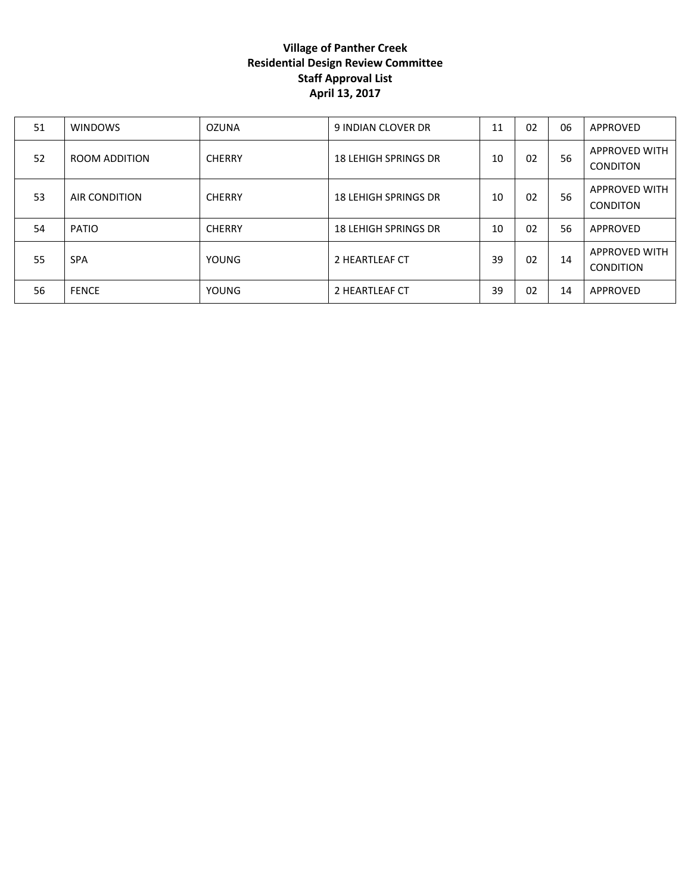**Village of Panther Creek**
**Residential Design Review Committee**
**Staff Approval List**
**April 13, 2017**

| | | | | | | | |
|---|---|---|---|---|---|---|---|
| 51 | WINDOWS | OZUNA | 9 INDIAN CLOVER DR | 11 | 02 | 06 | APPROVED |
| 52 | ROOM ADDITION | CHERRY | 18 LEHIGH SPRINGS DR | 10 | 02 | 56 | APPROVED WITH CONDITON |
| 53 | AIR CONDITION | CHERRY | 18 LEHIGH SPRINGS DR | 10 | 02 | 56 | APPROVED WITH CONDITON |
| 54 | PATIO | CHERRY | 18 LEHIGH SPRINGS DR | 10 | 02 | 56 | APPROVED |
| 55 | SPA | YOUNG | 2 HEARTLEAF CT | 39 | 02 | 14 | APPROVED WITH CONDITION |
| 56 | FENCE | YOUNG | 2 HEARTLEAF CT | 39 | 02 | 14 | APPROVED |